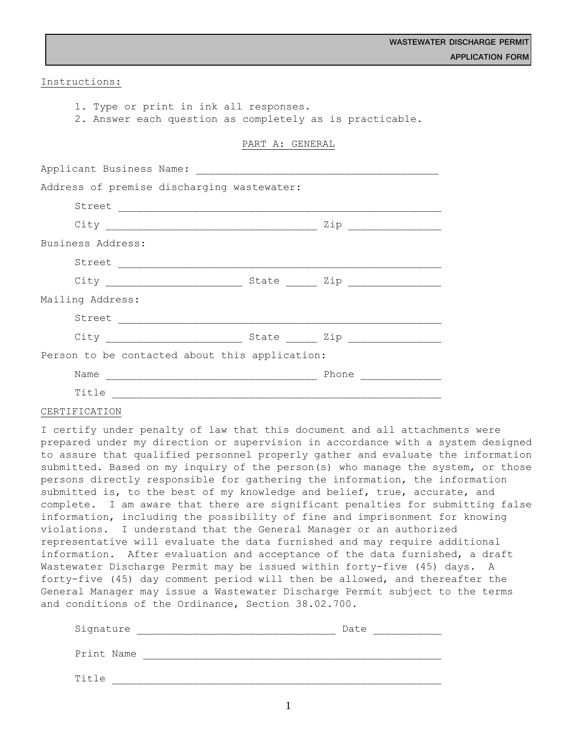**WASTEWATER DISCHARGE PERMIT**
**APPLICATION FORM**

Instructions:

1. Type or print in ink all responses.
2. Answer each question as completely as is practicable.

## PART A: GENERAL

Applicant Business Name: ______________________________________

Address of premise discharging wastewater:

Street ___________________________________________________

City _________________________________ Zip ______________

Business Address:

Street ___________________________________________________

City _____________________ State _____ Zip ______________

Mailing Address:

Street ___________________________________________________

City _____________________ State _____ Zip ______________

Person to be contacted about this application:

Name _________________________________ Phone _____________

Title ___________________________________________________

### CERTIFICATION

I certify under penalty of law that this document and all attachments were prepared under my direction or supervision in accordance with a system designed to assure that qualified personnel properly gather and evaluate the information submitted. Based on my inquiry of the person(s) who manage the system, or those persons directly responsible for gathering the information, the information submitted is, to the best of my knowledge and belief, true, accurate, and complete. I am aware that there are significant penalties for submitting false information, including the possibility of fine and imprisonment for knowing violations. I understand that the General Manager or an authorized representative will evaluate the data furnished and may require additional information. After evaluation and acceptance of the data furnished, a draft Wastewater Discharge Permit may be issued within forty-five (45) days. A forty-five (45) day comment period will then be allowed, and thereafter the General Manager may issue a Wastewater Discharge Permit subject to the terms and conditions of the Ordinance, Section 38.02.700.

Signature ________________________________ Date ___________

Print Name _______________________________________________

Title ___________________________________________________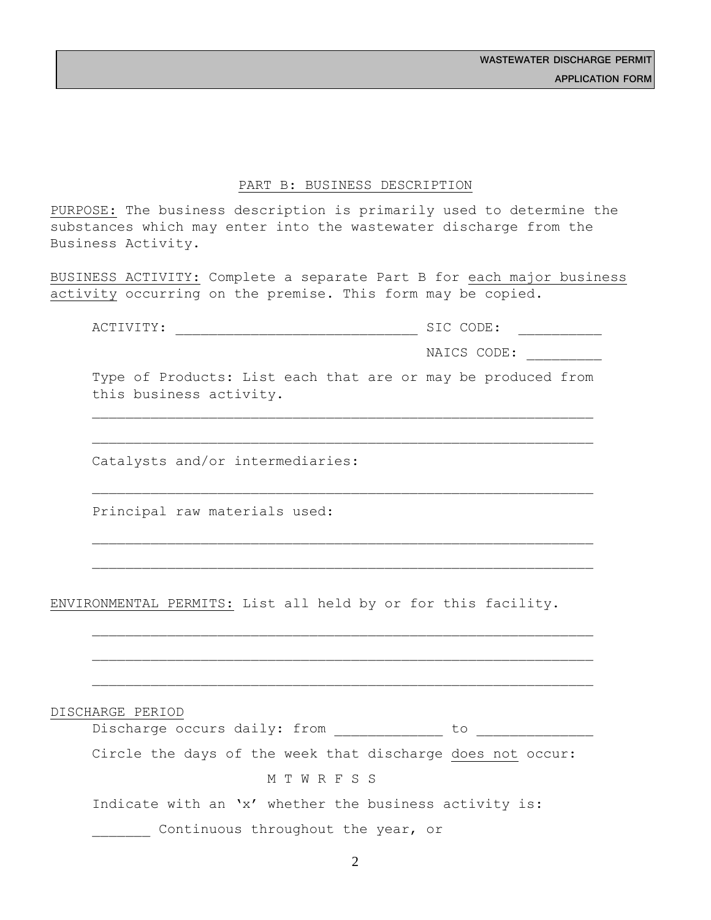## PART B: BUSINESS DESCRIPTION

PURPOSE: The business description is primarily used to determine the substances which may enter into the wastewater discharge from the Business Activity.

BUSINESS ACTIVITY: Complete a separate Part B for each major business activity occurring on the premise. This form may be copied.

ACTIVITY: ______________________________ SIC CODE: __________

NAICS CODE: _________

Type of Products: List each that are or may be produced from this business activity.

____________________________________________________________

____________________________________________________________

Catalysts and/or intermediaries:

____________________________________________________________

Principal raw materials used:

____________________________________________________________

____________________________________________________________

ENVIRONMENTAL PERMITS: List all held by or for this facility.

____________________________________________________________

____________________________________________________________

____________________________________________________________

DISCHARGE PERIOD

Discharge occurs daily: from _____________ to ______________

Circle the days of the week that discharge does not occur:

M T W R F S S

Indicate with an 'x' whether the business activity is:

_______ Continuous throughout the year, or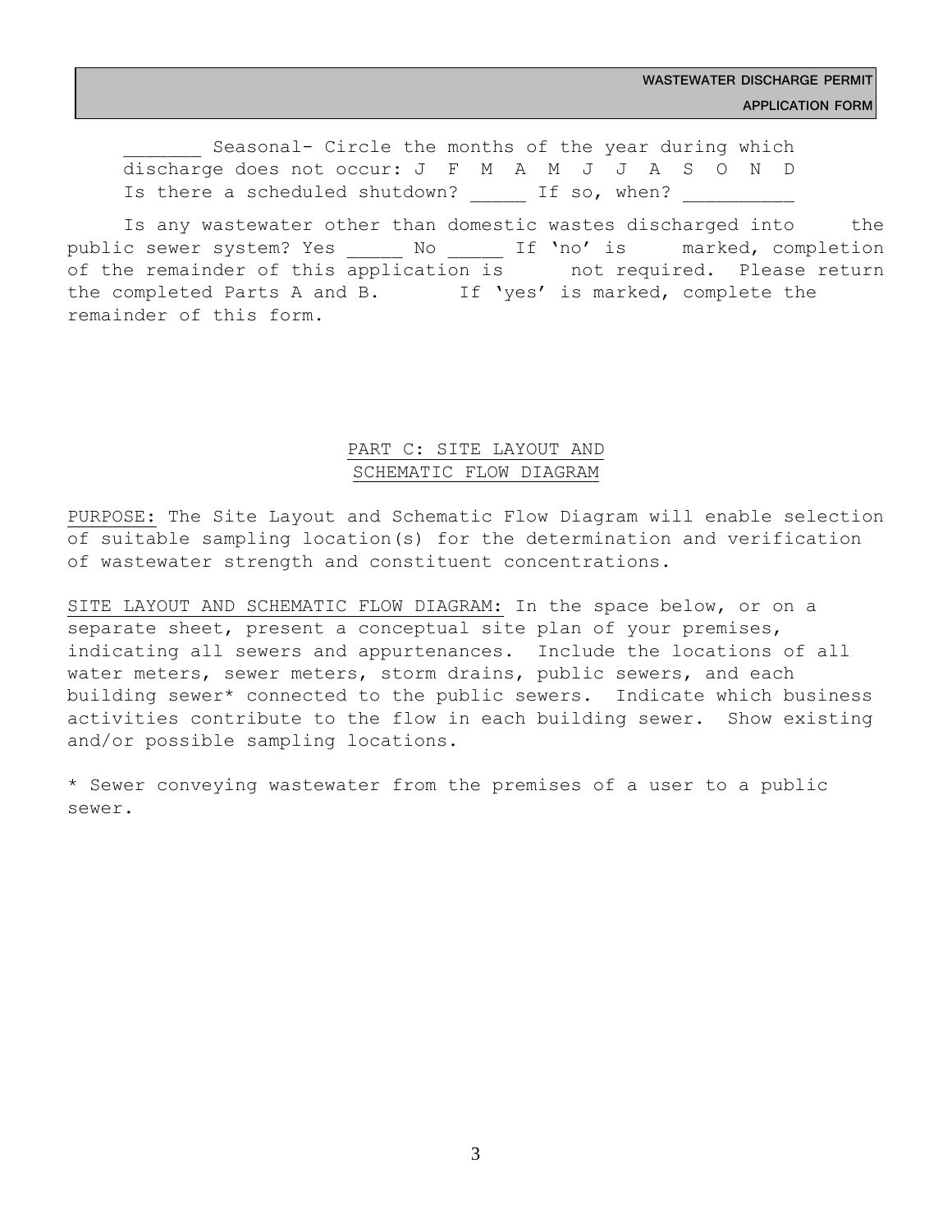_______ Seasonal- Circle the months of the year during which discharge does not occur: J F M A M J J A S O N D

Is there a scheduled shutdown? _____ If so, when? __________

Is any wastewater other than domestic wastes discharged into the public sewer system? Yes _____ No _____ If 'no' is marked, completion of the remainder of this application is not required. Please return the completed Parts A and B. If 'yes' is marked, complete the remainder of this form.

## PART C: SITE LAYOUT AND SCHEMATIC FLOW DIAGRAM

PURPOSE: The Site Layout and Schematic Flow Diagram will enable selection of suitable sampling location(s) for the determination and verification of wastewater strength and constituent concentrations.

SITE LAYOUT AND SCHEMATIC FLOW DIAGRAM: In the space below, or on a separate sheet, present a conceptual site plan of your premises, indicating all sewers and appurtenances. Include the locations of all water meters, sewer meters, storm drains, public sewers, and each building sewer* connected to the public sewers. Indicate which business activities contribute to the flow in each building sewer. Show existing and/or possible sampling locations.

* Sewer conveying wastewater from the premises of a user to a public sewer.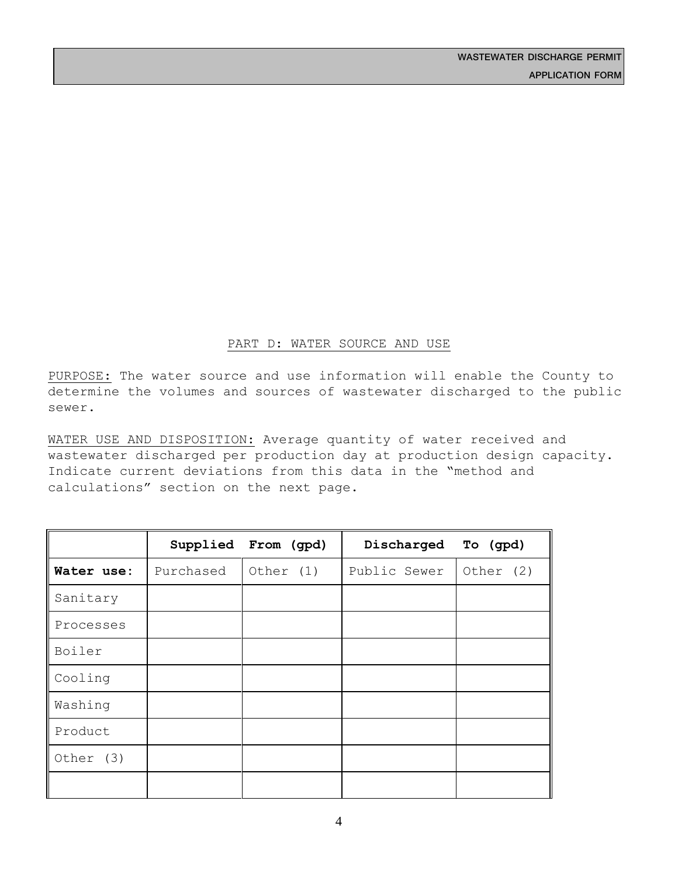## PART D: WATER SOURCE AND USE

PURPOSE: The water source and use information will enable the County to determine the volumes and sources of wastewater discharged to the public sewer.

WATER USE AND DISPOSITION: Average quantity of water received and wastewater discharged per production day at production design capacity. Indicate current deviations from this data in the "method and calculations" section on the next page.

| | **Supplied From (gpd)** | | **Discharged To (gpd)** | |
|---|---|---|---|---|
| **Water use:** | Purchased | Other (1) | Public Sewer | Other (2) |
| Sanitary | | | | |
| Processes | | | | |
| Boiler | | | | |
| Cooling | | | | |
| Washing | | | | |
| Product | | | | |
| Other (3) | | | | |
| | | | | |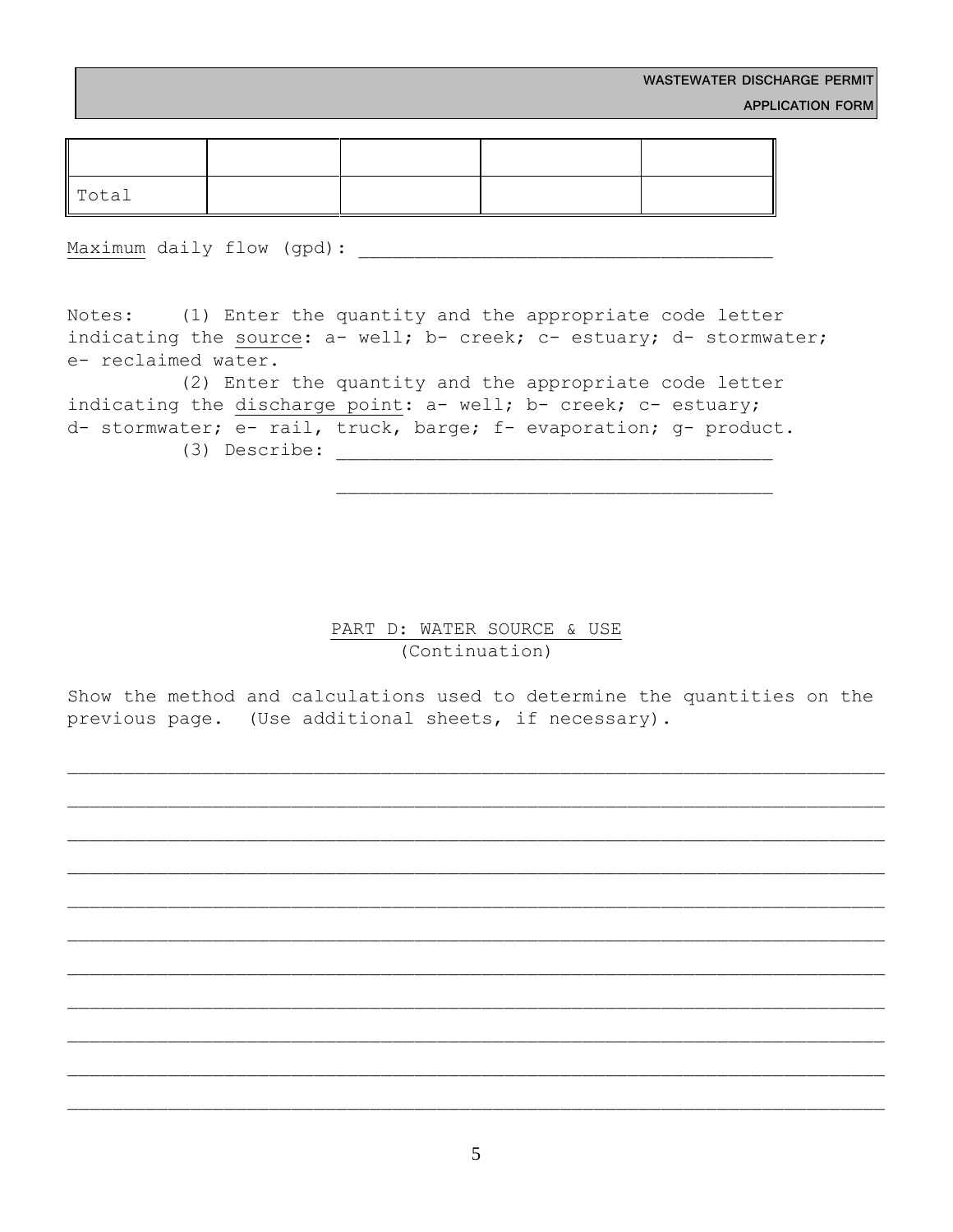|  |  |  |  |  |
| --- | --- | --- | --- | --- |
|  |  |  |  |  |
| Total |  |  |  |  |

Maximum daily flow (gpd): ____________________________________

Notes: (1) Enter the quantity and the appropriate code letter indicating the source: a- well; b- creek; c- estuary; d- stormwater; e- reclaimed water.

(2) Enter the quantity and the appropriate code letter indicating the discharge point: a- well; b- creek; c- estuary; d- stormwater; e- rail, truck, barge; f- evaporation; g- product.

(3) Describe: _______________________________________

_______________________________________

## PART D: WATER SOURCE & USE

(Continuation)

Show the method and calculations used to determine the quantities on the previous page. (Use additional sheets, if necessary).

________________________________________________________________________

________________________________________________________________________

________________________________________________________________________

________________________________________________________________________

________________________________________________________________________

________________________________________________________________________

________________________________________________________________________

________________________________________________________________________

________________________________________________________________________

________________________________________________________________________

________________________________________________________________________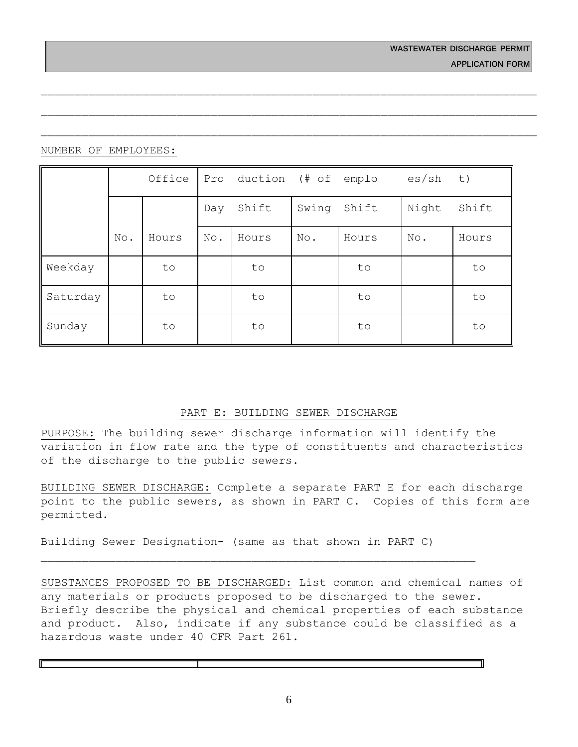_______________________________________________________________________

_______________________________________________________________________

_______________________________________________________________________

NUMBER OF EMPLOYEES:

| | Office | | Pro duction (# of emplo es/sh t) | | | | | |
|---|---|---|---|---|---|---|---|---|
| | | | Day Shift | | Swing Shift | | Night Shift | |
| | No. | Hours | No. | Hours | No. | Hours | No. | Hours |
| Weekday | | to | | to | | to | | to |
| Saturday | | to | | to | | to | | to |
| Sunday | | to | | to | | to | | to |

## PART E: BUILDING SEWER DISCHARGE

PURPOSE: The building sewer discharge information will identify the variation in flow rate and the type of constituents and characteristics of the discharge to the public sewers.

BUILDING SEWER DISCHARGE: Complete a separate PART E for each discharge point to the public sewers, as shown in PART C. Copies of this form are permitted.

Building Sewer Designation- (same as that shown in PART C)

_______________________________________________________________

SUBSTANCES PROPOSED TO BE DISCHARGED: List common and chemical names of any materials or products proposed to be discharged to the sewer. Briefly describe the physical and chemical properties of each substance and product. Also, indicate if any substance could be classified as a hazardous waste under 40 CFR Part 261.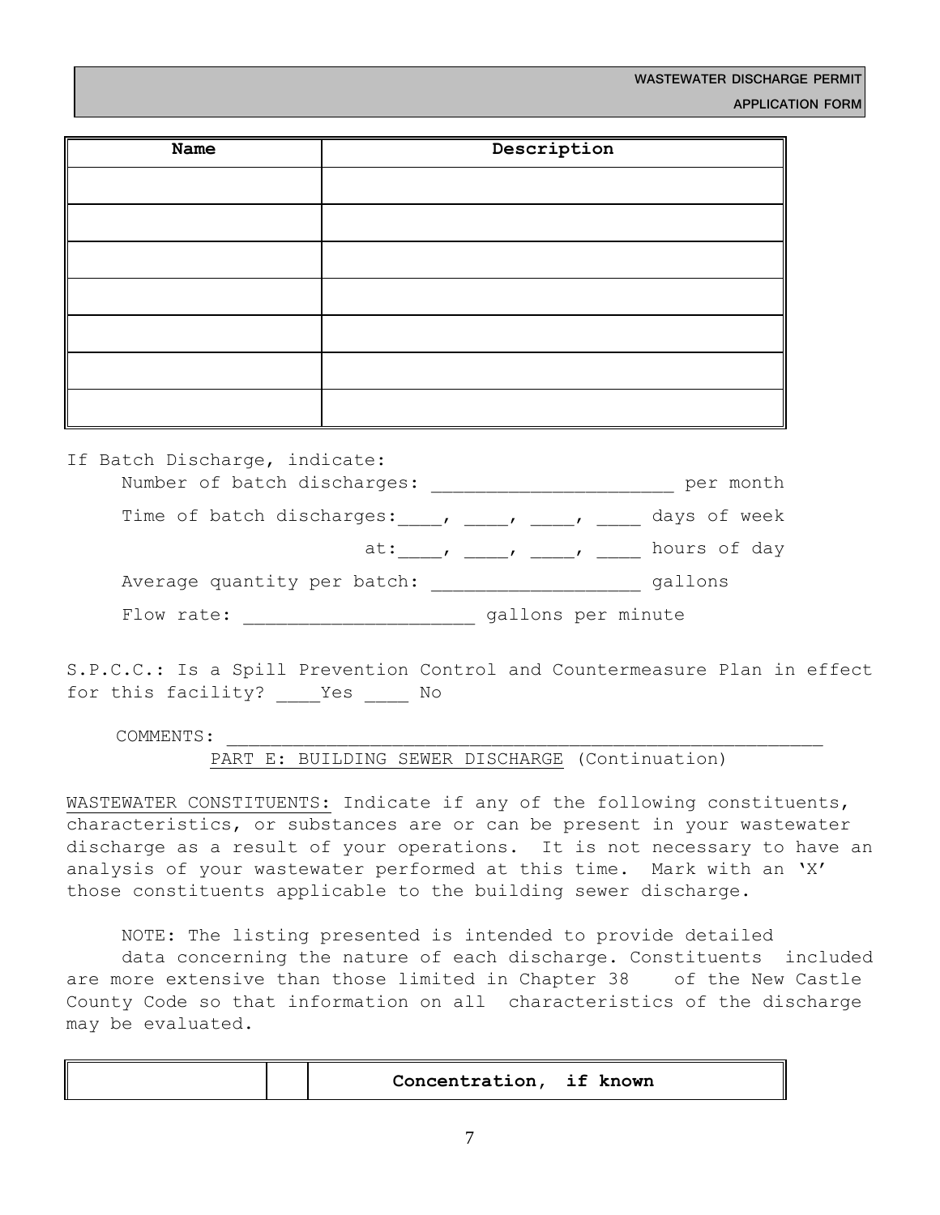| Name | Description |
|---|---|
| | |
| | |
| | |
| | |
| | |
| | |
| | |

If Batch Discharge, indicate:

Number of batch discharges: ______________________ per month

Time of batch discharges:____, ____, ____, ____ days of week

at:____, ____, ____, ____ hours of day

Average quantity per batch: ___________________ gallons

Flow rate: _____________________ gallons per minute

S.P.C.C.: Is a Spill Prevention Control and Countermeasure Plan in effect for this facility? ____Yes ____ No

COMMENTS: ___________________________________________________________

PART E: BUILDING SEWER DISCHARGE (Continuation)

WASTEWATER CONSTITUENTS: Indicate if any of the following constituents, characteristics, or substances are or can be present in your wastewater discharge as a result of your operations. It is not necessary to have an analysis of your wastewater performed at this time. Mark with an 'X' those constituents applicable to the building sewer discharge.

NOTE: The listing presented is intended to provide detailed data concerning the nature of each discharge. Constituents included are more extensive than those limited in Chapter 38 of the New Castle County Code so that information on all characteristics of the discharge may be evaluated.

| | | Concentration, if known |
|---|---|---|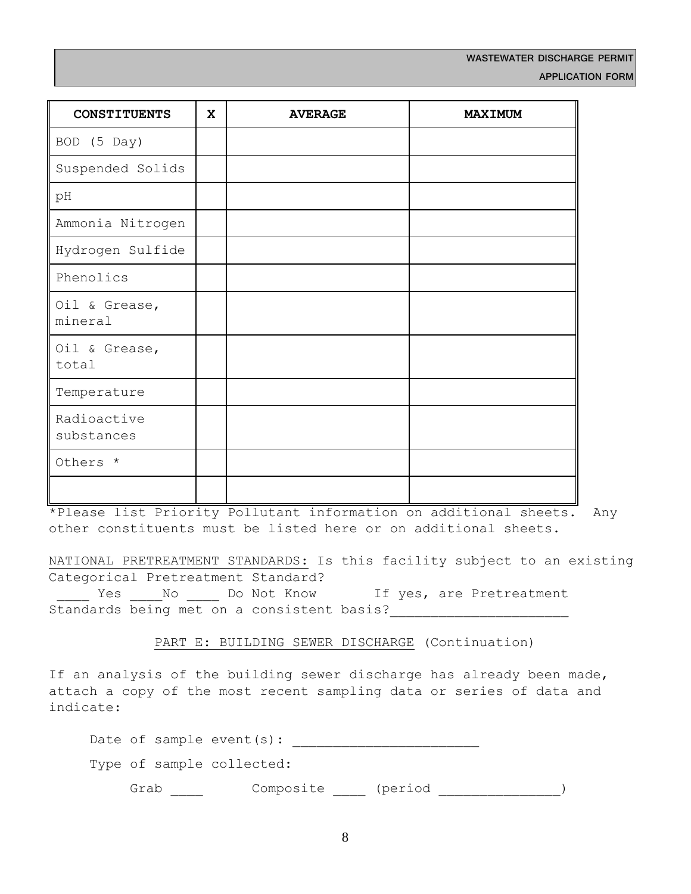| CONSTITUENTS | X | AVERAGE | MAXIMUM |
|---|---|---|---|
| BOD (5 Day) | | | |
| Suspended Solids | | | |
| pH | | | |
| Ammonia Nitrogen | | | |
| Hydrogen Sulfide | | | |
| Phenolics | | | |
| Oil & Grease, mineral | | | |
| Oil & Grease, total | | | |
| Temperature | | | |
| Radioactive substances | | | |
| Others * | | | |
| | | | |

*Please list Priority Pollutant information on additional sheets. Any other constituents must be listed here or on additional sheets.

NATIONAL PRETREATMENT STANDARDS: Is this facility subject to an existing Categorical Pretreatment Standard?

____ Yes ____No ____ Do Not Know        If yes, are Pretreatment Standards being met on a consistent basis?______________________

PART E: BUILDING SEWER DISCHARGE (Continuation)

If an analysis of the building sewer discharge has already been made, attach a copy of the most recent sampling data or series of data and indicate:

Date of sample event(s): _______________________

Type of sample collected:

Grab ____      Composite ____ (period _______________)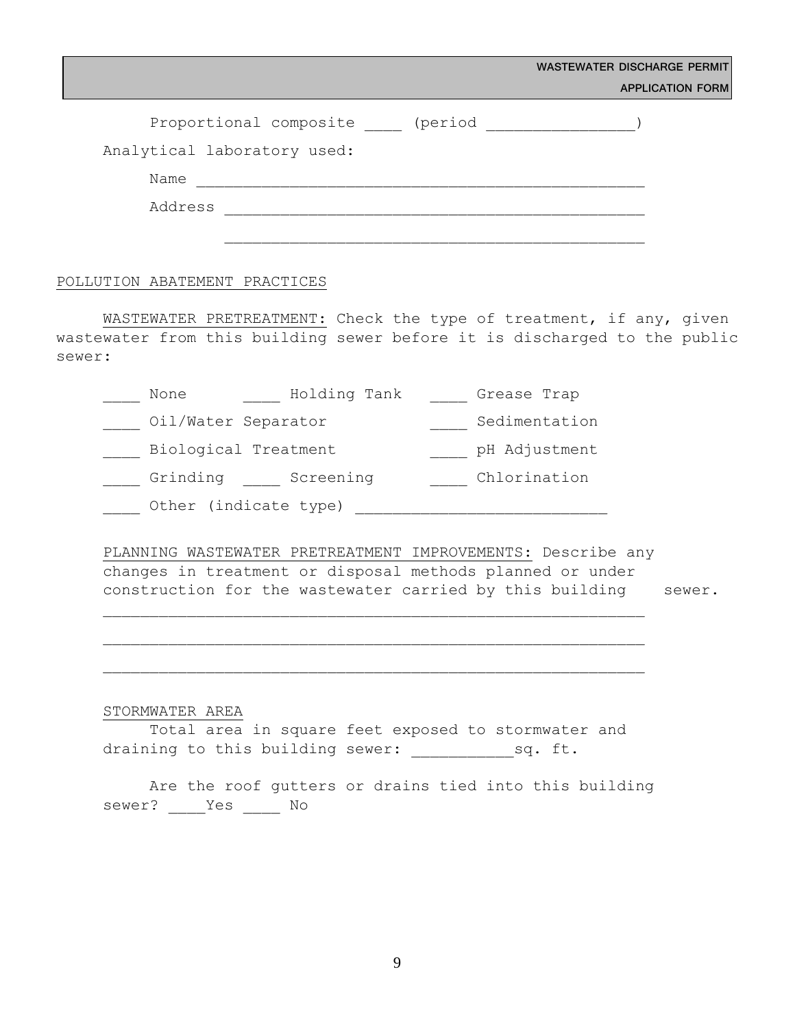Proportional composite ____ (period ________________)

Analytical laboratory used:

Name __________________________________________________

Address ______________________________________________

_____________________________________________

POLLUTION ABATEMENT PRACTICES

WASTEWATER PRETREATMENT: Check the type of treatment, if any, given wastewater from this building sewer before it is discharged to the public sewer:

____ None ____ Holding Tank ____ Grease Trap

____ Oil/Water Separator ____ Sedimentation

____ Biological Treatment ____ pH Adjustment

____ Grinding ____ Screening ____ Chlorination

____ Other (indicate type) ___________________________

PLANNING WASTEWATER PRETREATMENT IMPROVEMENTS: Describe any changes in treatment or disposal methods planned or under construction for the wastewater carried by this building sewer.

__________________________________________________________

__________________________________________________________

__________________________________________________________

STORMWATER AREA

Total area in square feet exposed to stormwater and draining to this building sewer: ___________sq. ft.

Are the roof gutters or drains tied into this building sewer? ____Yes ____ No